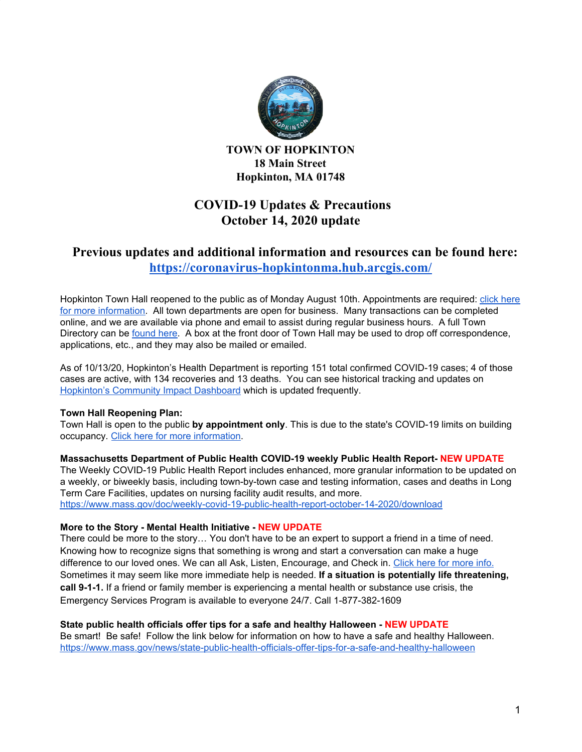**TOWN OF HOPKINTON**
**18 Main Street**
**Hopkinton, MA 01748**

# COVID-19 Updates & Precautions
# October 14, 2020 update

## Previous updates and additional information and resources can be found here: [https://coronavirus-hopkintonma.hub.arcgis.com/](https://coronavirus-hopkintonma.hub.arcgis.com/)

Hopkinton Town Hall reopened to the public as of Monday August 10th. Appointments are required: click here for more information. All town departments are open for business. Many transactions can be completed online, and we are available via phone and email to assist during regular business hours. A full Town Directory can be found here. A box at the front door of Town Hall may be used to drop off correspondence, applications, etc., and they may also be mailed or emailed.

As of 10/13/20, Hopkinton's Health Department is reporting 151 total confirmed COVID-19 cases; 4 of those cases are active, with 134 recoveries and 13 deaths. You can see historical tracking and updates on Hopkinton's Community Impact Dashboard which is updated frequently.

**Town Hall Reopening Plan:**
Town Hall is open to the public **by appointment only**. This is due to the state's COVID-19 limits on building occupancy. Click here for more information.

**Massachusetts Department of Public Health COVID-19 weekly Public Health Report- NEW UPDATE**
The Weekly COVID-19 Public Health Report includes enhanced, more granular information to be updated on a weekly, or biweekly basis, including town-by-town case and testing information, cases and deaths in Long Term Care Facilities, updates on nursing facility audit results, and more.
[https://www.mass.gov/doc/weekly-covid-19-public-health-report-october-14-2020/download](https://www.mass.gov/doc/weekly-covid-19-public-health-report-october-14-2020/download)

**More to the Story - Mental Health Initiative - NEW UPDATE**
There could be more to the story… You don't have to be an expert to support a friend in a time of need. Knowing how to recognize signs that something is wrong and start a conversation can make a huge difference to our loved ones. We can all Ask, Listen, Encourage, and Check in. Click here for more info. Sometimes it may seem like more immediate help is needed. **If a situation is potentially life threatening, call 9-1-1.** If a friend or family member is experiencing a mental health or substance use crisis, the Emergency Services Program is available to everyone 24/7. Call 1-877-382-1609

**State public health officials offer tips for a safe and healthy Halloween - NEW UPDATE**
Be smart! Be safe! Follow the link below for information on how to have a safe and healthy Halloween.
[https://www.mass.gov/news/state-public-health-officials-offer-tips-for-a-safe-and-healthy-halloween](https://www.mass.gov/news/state-public-health-officials-offer-tips-for-a-safe-and-healthy-halloween)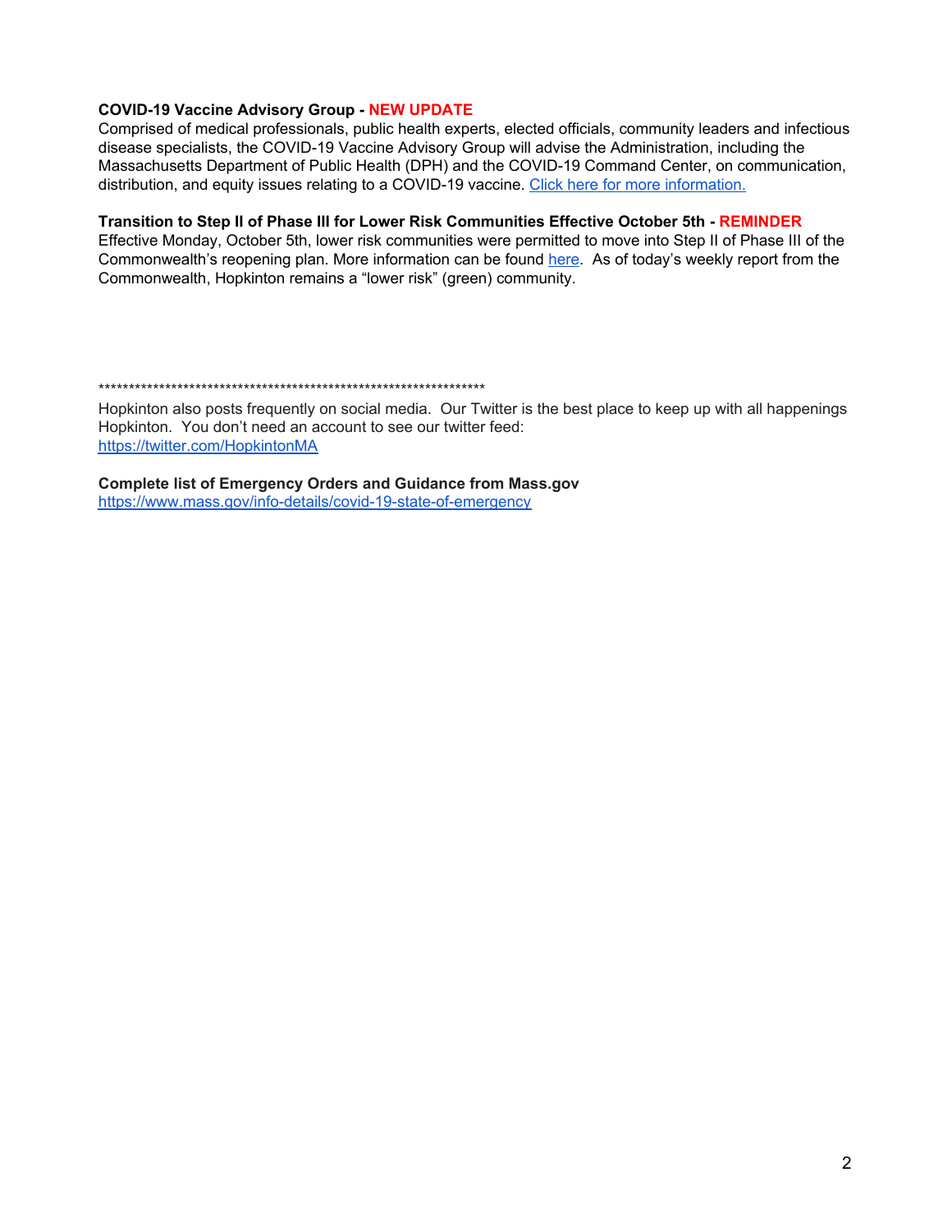**COVID-19 Vaccine Advisory Group - NEW UPDATE**

Comprised of medical professionals, public health experts, elected officials, community leaders and infectious disease specialists, the COVID-19 Vaccine Advisory Group will advise the Administration, including the Massachusetts Department of Public Health (DPH) and the COVID-19 Command Center, on communication, distribution, and equity issues relating to a COVID-19 vaccine. Click here for more information.

**Transition to Step II of Phase III for Lower Risk Communities Effective October 5th - REMINDER**

Effective Monday, October 5th, lower risk communities were permitted to move into Step II of Phase III of the Commonwealth's reopening plan. More information can be found here. As of today's weekly report from the Commonwealth, Hopkinton remains a "lower risk" (green) community.

*****************************************************************

Hopkinton also posts frequently on social media. Our Twitter is the best place to keep up with all happenings Hopkinton. You don't need an account to see our twitter feed:
https://twitter.com/HopkintonMA

**Complete list of Emergency Orders and Guidance from Mass.gov**

https://www.mass.gov/info-details/covid-19-state-of-emergency